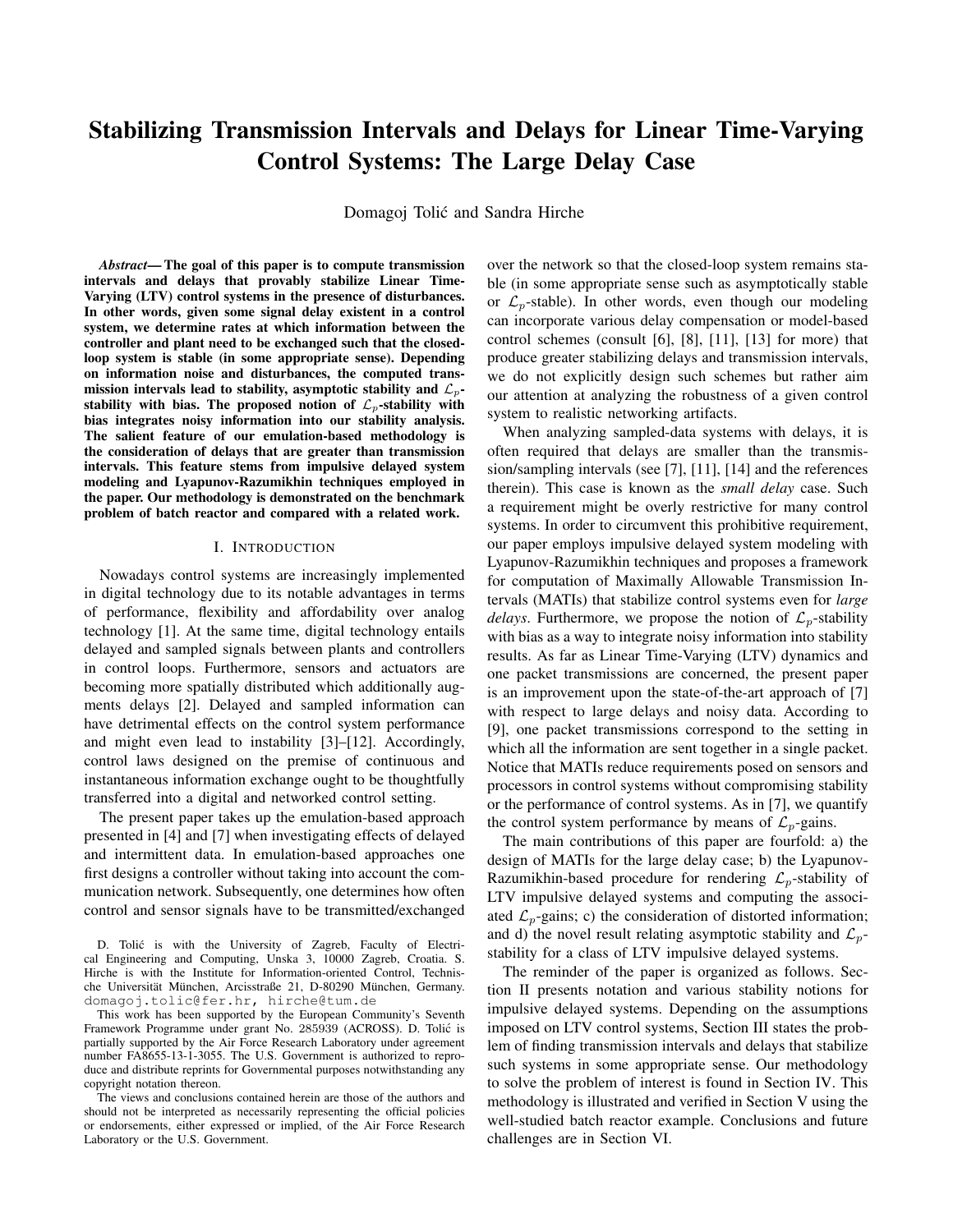# Stabilizing Transmission Intervals and Delays for Linear Time-Varying Control Systems: The Large Delay Case

Domagoj Tolić and Sandra Hirche

***Abstract*— The goal of this paper is to compute transmission intervals and delays that provably stabilize Linear Time-Varying (LTV) control systems in the presence of disturbances. In other words, given some signal delay existent in a control system, we determine rates at which information between the controller and plant need to be exchanged such that the closed-loop system is stable (in some appropriate sense). Depending on information noise and disturbances, the computed transmission intervals lead to stability, asymptotic stability and $\mathcal{L}_p$-stability with bias. The proposed notion of $\mathcal{L}_p$-stability with bias integrates noisy information into our stability analysis. The salient feature of our emulation-based methodology is the consideration of delays that are greater than transmission intervals. This feature stems from impulsive delayed system modeling and Lyapunov-Razumikhin techniques employed in the paper. Our methodology is demonstrated on the benchmark problem of batch reactor and compared with a related work.**

## I. Introduction

Nowadays control systems are increasingly implemented in digital technology due to its notable advantages in terms of performance, flexibility and affordability over analog technology [1]. At the same time, digital technology entails delayed and sampled signals between plants and controllers in control loops. Furthermore, sensors and actuators are becoming more spatially distributed which additionally augments delays [2]. Delayed and sampled information can have detrimental effects on the control system performance and might even lead to instability [3]–[12]. Accordingly, control laws designed on the premise of continuous and instantaneous information exchange ought to be thoughtfully transferred into a digital and networked control setting.

The present paper takes up the emulation-based approach presented in [4] and [7] when investigating effects of delayed and intermittent data. In emulation-based approaches one first designs a controller without taking into account the communication network. Subsequently, one determines how often control and sensor signals have to be transmitted/exchanged over the network so that the closed-loop system remains stable (in some appropriate sense such as asymptotically stable or $\mathcal{L}_p$-stable). In other words, even though our modeling can incorporate various delay compensation or model-based control schemes (consult [6], [8], [11], [13] for more) that produce greater stabilizing delays and transmission intervals, we do not explicitly design such schemes but rather aim our attention at analyzing the robustness of a given control system to realistic networking artifacts.

When analyzing sampled-data systems with delays, it is often required that delays are smaller than the transmission/sampling intervals (see [7], [11], [14] and the references therein). This case is known as the *small delay* case. Such a requirement might be overly restrictive for many control systems. In order to circumvent this prohibitive requirement, our paper employs impulsive delayed system modeling with Lyapunov-Razumikhin techniques and proposes a framework for computation of Maximally Allowable Transmission Intervals (MATIs) that stabilize control systems even for *large delays*. Furthermore, we propose the notion of $\mathcal{L}_p$-stability with bias as a way to integrate noisy information into stability results. As far as Linear Time-Varying (LTV) dynamics and one packet transmissions are concerned, the present paper is an improvement upon the state-of-the-art approach of [7] with respect to large delays and noisy data. According to [9], one packet transmissions correspond to the setting in which all the information are sent together in a single packet. Notice that MATIs reduce requirements posed on sensors and processors in control systems without compromising stability or the performance of control systems. As in [7], we quantify the control system performance by means of $\mathcal{L}_p$-gains.

The main contributions of this paper are fourfold: a) the design of MATIs for the large delay case; b) the Lyapunov-Razumikhin-based procedure for rendering $\mathcal{L}_p$-stability of LTV impulsive delayed systems and computing the associated $\mathcal{L}_p$-gains; c) the consideration of distorted information; and d) the novel result relating asymptotic stability and $\mathcal{L}_p$-stability for a class of LTV impulsive delayed systems.

The reminder of the paper is organized as follows. Section II presents notation and various stability notions for impulsive delayed systems. Depending on the assumptions imposed on LTV control systems, Section III states the problem of finding transmission intervals and delays that stabilize such systems in some appropriate sense. Our methodology to solve the problem of interest is found in Section IV. This methodology is illustrated and verified in Section V using the well-studied batch reactor example. Conclusions and future challenges are in Section VI.

---

D. Tolić is with the University of Zagreb, Faculty of Electrical Engineering and Computing, Unska 3, 10000 Zagreb, Croatia. S. Hirche is with the Institute for Information-oriented Control, Technische Universität München, Arcisstraße 21, D-80290 München, Germany. domagoj.tolic@fer.hr, hirche@tum.de

This work has been supported by the European Community's Seventh Framework Programme under grant No. 285939 (ACROSS). D. Tolić is partially supported by the Air Force Research Laboratory under agreement number FA8655-13-1-3055. The U.S. Government is authorized to reproduce and distribute reprints for Governmental purposes notwithstanding any copyright notation thereon.

The views and conclusions contained herein are those of the authors and should not be interpreted as necessarily representing the official policies or endorsements, either expressed or implied, of the Air Force Research Laboratory or the U.S. Government.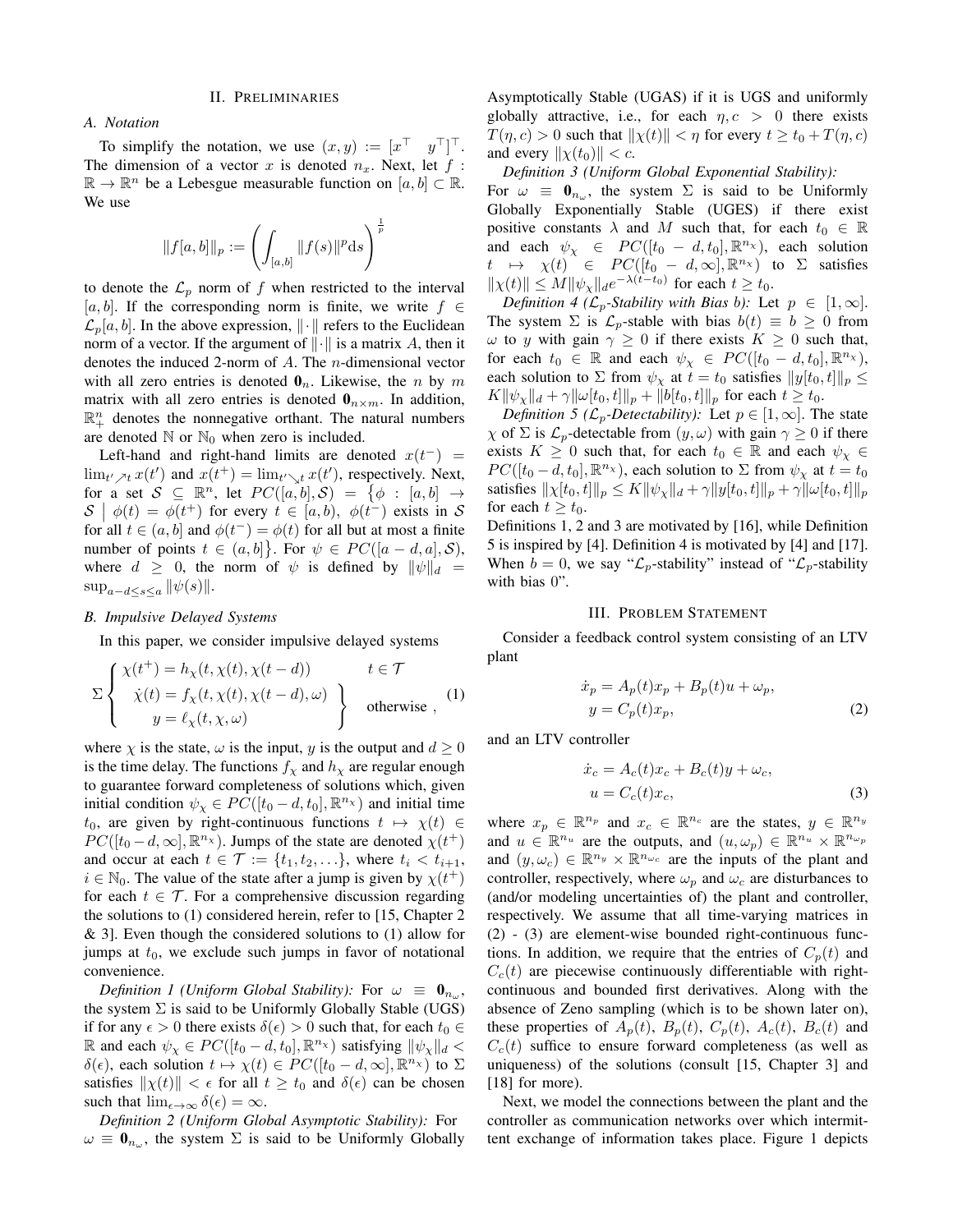## II. Preliminaries

### A. Notation

To simplify the notation, we use $(x, y) := [x^\top \quad y^\top]^\top$. The dimension of a vector $x$ is denoted $n_x$. Next, let $f : \mathbb{R} \to \mathbb{R}^n$ be a Lebesgue measurable function on $[a, b] \subset \mathbb{R}$. We use

$$\|f[a,b]\|_p := \left( \int_{[a,b]} \|f(s)\|^p \mathrm{d}s \right)^{\frac{1}{p}}$$

to denote the $\mathcal{L}_p$ norm of $f$ when restricted to the interval $[a, b]$. If the corresponding norm is finite, we write $f \in \mathcal{L}_p[a, b]$. In the above expression, $\|\cdot\|$ refers to the Euclidean norm of a vector. If the argument of $\|\cdot\|$ is a matrix $A$, then it denotes the induced 2-norm of $A$. The $n$-dimensional vector with all zero entries is denoted $\mathbf{0}_n$. Likewise, the $n$ by $m$ matrix with all zero entries is denoted $\mathbf{0}_{n\times m}$. In addition, $\mathbb{R}^n_+$ denotes the nonnegative orthant. The natural numbers are denoted $\mathbb{N}$ or $\mathbb{N}_0$ when zero is included.

Left-hand and right-hand limits are denoted $x(t^-) = \lim_{t' \nearrow t} x(t')$ and $x(t^+) = \lim_{t' \searrow t} x(t')$, respectively. Next, for a set $\mathcal{S} \subseteq \mathbb{R}^n$, let $PC([a,b], \mathcal{S}) = \{ \phi : [a,b] \to \mathcal{S} \mid \phi(t) = \phi(t^+)$ for every $t \in [a,b)$, $\phi(t^-)$ exists in $\mathcal{S}$ for all $t \in (a,b]$ and $\phi(t^-) = \phi(t)$ for all but at most a finite number of points $t \in (a,b] \}$. For $\psi \in PC([a-d,a], \mathcal{S})$, where $d \geq 0$, the norm of $\psi$ is defined by $\|\psi\|_d = \sup_{a-d \leq s \leq a} \|\psi(s)\|$.

### B. Impulsive Delayed Systems

In this paper, we consider impulsive delayed systems

$$\Sigma \begin{cases} \chi(t^+) = h_\chi(t, \chi(t), \chi(t-d)) & t \in \mathcal{T} \\ \left.\begin{array}{l} \dot{\chi}(t) = f_\chi(t, \chi(t), \chi(t-d), \omega) \\ y = \ell_\chi(t, \chi, \omega) \end{array}\right\} & \text{otherwise} \end{cases}, \tag{1}$$

where $\chi$ is the state, $\omega$ is the input, $y$ is the output and $d \geq 0$ is the time delay. The functions $f_\chi$ and $h_\chi$ are regular enough to guarantee forward completeness of solutions which, given initial condition $\psi_\chi \in PC([t_0 - d, t_0], \mathbb{R}^{n_\chi})$ and initial time $t_0$, are given by right-continuous functions $t \mapsto \chi(t) \in PC([t_0 - d, \infty], \mathbb{R}^{n_\chi})$. Jumps of the state are denoted $\chi(t^+)$ and occur at each $t \in \mathcal{T} := \{t_1, t_2, \ldots\}$, where $t_i < t_{i+1}$, $i \in \mathbb{N}_0$. The value of the state after a jump is given by $\chi(t^+)$ for each $t \in \mathcal{T}$. For a comprehensive discussion regarding the solutions to (1) considered herein, refer to [15, Chapter 2 & 3]. Even though the considered solutions to (1) allow for jumps at $t_0$, we exclude such jumps in favor of notational convenience.

*Definition 1 (Uniform Global Stability):* For $\omega \equiv \mathbf{0}_{n_\omega}$, the system $\Sigma$ is said to be Uniformly Globally Stable (UGS) if for any $\epsilon > 0$ there exists $\delta(\epsilon) > 0$ such that, for each $t_0 \in \mathbb{R}$ and each $\psi_\chi \in PC([t_0 - d, t_0], \mathbb{R}^{n_\chi})$ satisfying $\|\psi_\chi\|_d < \delta(\epsilon)$, each solution $t \mapsto \chi(t) \in PC([t_0 - d, \infty], \mathbb{R}^{n_\chi})$ to $\Sigma$ satisfies $\|\chi(t)\| < \epsilon$ for all $t \geq t_0$ and $\delta(\epsilon)$ can be chosen such that $\lim_{\epsilon \to \infty} \delta(\epsilon) = \infty$.

*Definition 2 (Uniform Global Asymptotic Stability):* For $\omega \equiv \mathbf{0}_{n_\omega}$, the system $\Sigma$ is said to be Uniformly Globally Asymptotically Stable (UGAS) if it is UGS and uniformly globally attractive, i.e., for each $\eta, c > 0$ there exists $T(\eta, c) > 0$ such that $\|\chi(t)\| < \eta$ for every $t \geq t_0 + T(\eta, c)$ and every $\|\chi(t_0)\| < c$.

*Definition 3 (Uniform Global Exponential Stability):* For $\omega \equiv \mathbf{0}_{n_\omega}$, the system $\Sigma$ is said to be Uniformly Globally Exponentially Stable (UGES) if there exist positive constants $\lambda$ and $M$ such that, for each $t_0 \in \mathbb{R}$ and each $\psi_\chi \in PC([t_0 - d, t_0], \mathbb{R}^{n_\chi})$, each solution $t \mapsto \chi(t) \in PC([t_0 - d, \infty], \mathbb{R}^{n_\chi})$ to $\Sigma$ satisfies $\|\chi(t)\| \leq M \|\psi_\chi\|_d e^{-\lambda(t-t_0)}$ for each $t \geq t_0$.

*Definition 4 ($\mathcal{L}_p$-Stability with Bias $b$):* Let $p \in [1, \infty]$. The system $\Sigma$ is $\mathcal{L}_p$-stable with bias $b(t) \equiv b \geq 0$ from $\omega$ to $y$ with gain $\gamma \geq 0$ if there exists $K \geq 0$ such that, for each $t_0 \in \mathbb{R}$ and each $\psi_\chi \in PC([t_0 - d, t_0], \mathbb{R}^{n_\chi})$, each solution to $\Sigma$ from $\psi_\chi$ at $t = t_0$ satisfies $\|y[t_0, t]\|_p \leq K \|\psi_\chi\|_d + \gamma \|\omega[t_0, t]\|_p + \|b[t_0, t]\|_p$ for each $t \geq t_0$.

*Definition 5 ($\mathcal{L}_p$-Detectability):* Let $p \in [1, \infty]$. The state $\chi$ of $\Sigma$ is $\mathcal{L}_p$-detectable from $(y, \omega)$ with gain $\gamma \geq 0$ if there exists $K \geq 0$ such that, for each $t_0 \in \mathbb{R}$ and each $\psi_\chi \in PC([t_0 - d, t_0], \mathbb{R}^{n_\chi})$, each solution to $\Sigma$ from $\psi_\chi$ at $t = t_0$ satisfies $\|\chi[t_0, t]\|_p \leq K \|\psi_\chi\|_d + \gamma \|y[t_0, t]\|_p + \gamma \|\omega[t_0, t]\|_p$ for each $t \geq t_0$.

Definitions 1, 2 and 3 are motivated by [16], while Definition 5 is inspired by [4]. Definition 4 is motivated by [4] and [17]. When $b = 0$, we say "$\mathcal{L}_p$-stability" instead of "$\mathcal{L}_p$-stability with bias 0".

## III. Problem Statement

Consider a feedback control system consisting of an LTV plant

$$\begin{aligned} \dot{x}_p &= A_p(t)x_p + B_p(t)u + \omega_p, \\ y &= C_p(t)x_p, \end{aligned} \tag{2}$$

and an LTV controller

$$\begin{aligned} \dot{x}_c &= A_c(t)x_c + B_c(t)y + \omega_c, \\ u &= C_c(t)x_c, \end{aligned} \tag{3}$$

where $x_p \in \mathbb{R}^{n_p}$ and $x_c \in \mathbb{R}^{n_c}$ are the states, $y \in \mathbb{R}^{n_y}$ and $u \in \mathbb{R}^{n_u}$ are the outputs, and $(u, \omega_p) \in \mathbb{R}^{n_u} \times \mathbb{R}^{n_{\omega_p}}$ and $(y, \omega_c) \in \mathbb{R}^{n_y} \times \mathbb{R}^{n_{\omega_c}}$ are the inputs of the plant and controller, respectively, where $\omega_p$ and $\omega_c$ are disturbances to (and/or modeling uncertainties of) the plant and controller, respectively. We assume that all time-varying matrices in (2) - (3) are element-wise bounded right-continuous functions. In addition, we require that the entries of $C_p(t)$ and $C_c(t)$ are piecewise continuously differentiable with right-continuous and bounded first derivatives. Along with the absence of Zeno sampling (which is to be shown later on), these properties of $A_p(t)$, $B_p(t)$, $C_p(t)$, $A_c(t)$, $B_c(t)$ and $C_c(t)$ suffice to ensure forward completeness (as well as uniqueness) of the solutions (consult [15, Chapter 3] and [18] for more).

Next, we model the connections between the plant and the controller as communication networks over which intermittent exchange of information takes place. Figure 1 depicts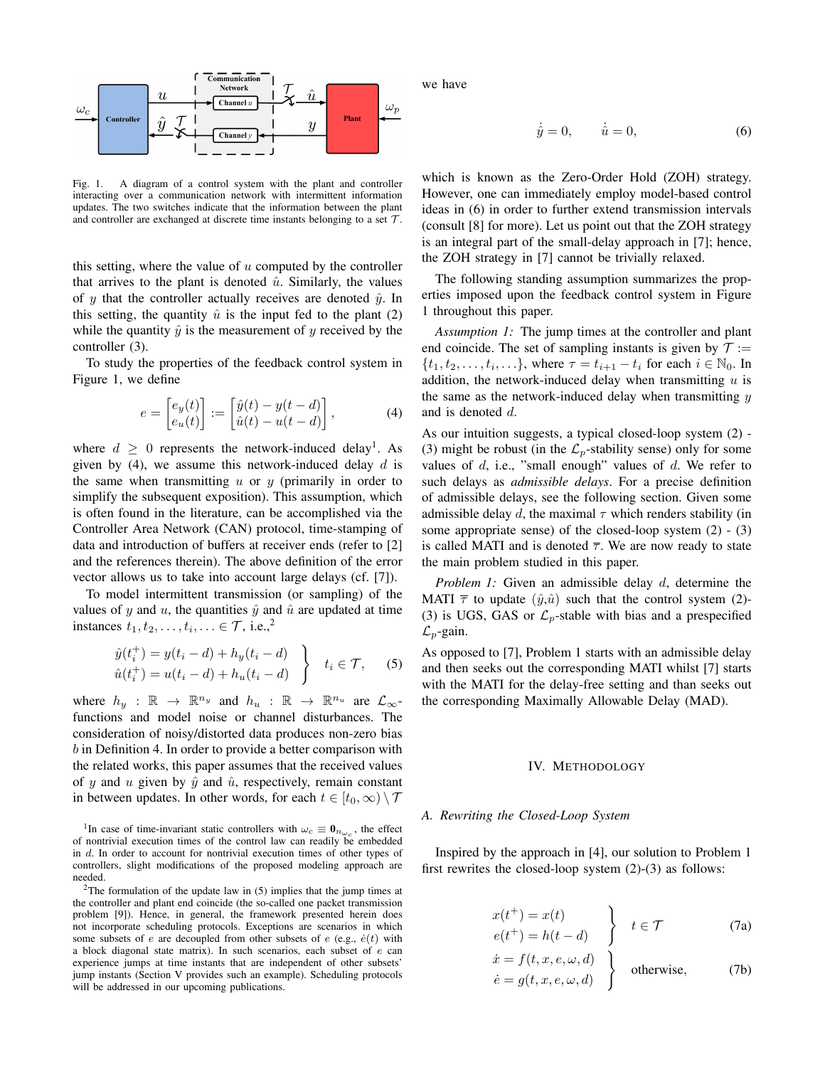Fig. 1. A diagram of a control system with the plant and controller interacting over a communication network with intermittent information updates. The two switches indicate that the information between the plant and controller are exchanged at discrete time instants belonging to a set $\mathcal{T}$.

this setting, where the value of $u$ computed by the controller that arrives to the plant is denoted $\hat{u}$. Similarly, the values of $y$ that the controller actually receives are denoted $\hat{y}$. In this setting, the quantity $\hat{u}$ is the input fed to the plant (2) while the quantity $\hat{y}$ is the measurement of $y$ received by the controller (3).

To study the properties of the feedback control system in Figure 1, we define

$$e = \begin{bmatrix} e_y(t) \\ e_u(t) \end{bmatrix} := \begin{bmatrix} \hat{y}(t) - y(t-d) \\ \hat{u}(t) - u(t-d) \end{bmatrix}, \tag{4}$$

where $d \geq 0$ represents the network-induced delay[1]. As given by (4), we assume this network-induced delay $d$ is the same when transmitting $u$ or $y$ (primarily in order to simplify the subsequent exposition). This assumption, which is often found in the literature, can be accomplished via the Controller Area Network (CAN) protocol, time-stamping of data and introduction of buffers at receiver ends (refer to [2] and the references therein). The above definition of the error vector allows us to take into account large delays (cf. [7]).

To model intermittent transmission (or sampling) of the values of $y$ and $u$, the quantities $\hat{y}$ and $\hat{u}$ are updated at time instances $t_1, t_2, \ldots, t_i, \ldots \in \mathcal{T}$, i.e.,[2]

$$\left.\begin{aligned} \hat{y}(t_i^+) &= y(t_i - d) + h_y(t_i - d) \\ \hat{u}(t_i^+) &= u(t_i - d) + h_u(t_i - d) \end{aligned}\right\} \quad t_i \in \mathcal{T}, \tag{5}$$

where $h_y : \mathbb{R} \to \mathbb{R}^{n_y}$ and $h_u : \mathbb{R} \to \mathbb{R}^{n_u}$ are $\mathcal{L}_\infty$-functions and model noise or channel disturbances. The consideration of noisy/distorted data produces non-zero bias $b$ in Definition 4. In order to provide a better comparison with the related works, this paper assumes that the received values of $y$ and $u$ given by $\hat{y}$ and $\hat{u}$, respectively, remain constant in between updates. In other words, for each $t \in [t_0, \infty) \setminus \mathcal{T}$ we have

$$\dot{\hat{y}} = 0, \qquad \dot{\hat{u}} = 0, \tag{6}$$

which is known as the Zero-Order Hold (ZOH) strategy. However, one can immediately employ model-based control ideas in (6) in order to further extend transmission intervals (consult [8] for more). Let us point out that the ZOH strategy is an integral part of the small-delay approach in [7]; hence, the ZOH strategy in [7] cannot be trivially relaxed.

The following standing assumption summarizes the properties imposed upon the feedback control system in Figure 1 throughout this paper.

*Assumption 1:* The jump times at the controller and plant end coincide. The set of sampling instants is given by $\mathcal{T} := \{t_1, t_2, \ldots, t_i, \ldots\}$, where $\tau = t_{i+1} - t_i$ for each $i \in \mathbb{N}_0$. In addition, the network-induced delay when transmitting $u$ is the same as the network-induced delay when transmitting $y$ and is denoted $d$.

As our intuition suggests, a typical closed-loop system (2) - (3) might be robust (in the $\mathcal{L}_p$-stability sense) only for some values of $d$, i.e., "small enough" values of $d$. We refer to such delays as *admissible delays*. For a precise definition of admissible delays, see the following section. Given some admissible delay $d$, the maximal $\tau$ which renders stability (in some appropriate sense) of the closed-loop system (2) - (3) is called MATI and is denoted $\overline{\tau}$. We are now ready to state the main problem studied in this paper.

*Problem 1:* Given an admissible delay $d$, determine the MATI $\overline{\tau}$ to update ($\hat{y}$,$\hat{u}$) such that the control system (2)-(3) is UGS, GAS or $\mathcal{L}_p$-stable with bias and a prespecified $\mathcal{L}_p$-gain.

As opposed to [7], Problem 1 starts with an admissible delay and then seeks out the corresponding MATI whilst [7] starts with the MATI for the delay-free setting and than seeks out the corresponding Maximally Allowable Delay (MAD).

## IV. Methodology

### A. Rewriting the Closed-Loop System

Inspired by the approach in [4], our solution to Problem 1 first rewrites the closed-loop system (2)-(3) as follows:

$$\left.\begin{aligned} x(t^+) &= x(t) \\ e(t^+) &= h(t-d) \end{aligned}\right\} \quad t \in \mathcal{T} \tag{7a}$$

$$\left.\begin{aligned} \dot{x} &= f(t, x, e, \omega, d) \\ \dot{e} &= g(t, x, e, \omega, d) \end{aligned}\right\} \quad \text{otherwise}, \tag{7b}$$

[1] In case of time-invariant static controllers with $\omega_c \equiv \mathbf{0}_{n_{\omega_c}}$, the effect of nontrivial execution times of the control law can readily be embedded in $d$. In order to account for nontrivial execution times of other types of controllers, slight modifications of the proposed modeling approach are needed.

[2] The formulation of the update law in (5) implies that the jump times at the controller and plant end coincide (the so-called one packet transmission problem [9]). Hence, in general, the framework presented herein does not incorporate scheduling protocols. Exceptions are scenarios in which some subsets of $e$ are decoupled from other subsets of $e$ (e.g., $\dot{e}(t)$ with a block diagonal state matrix). In such scenarios, each subset of $e$ can experience jumps at time instants that are independent of other subsets' jump instants (Section V provides such an example). Scheduling protocols will be addressed in our upcoming publications.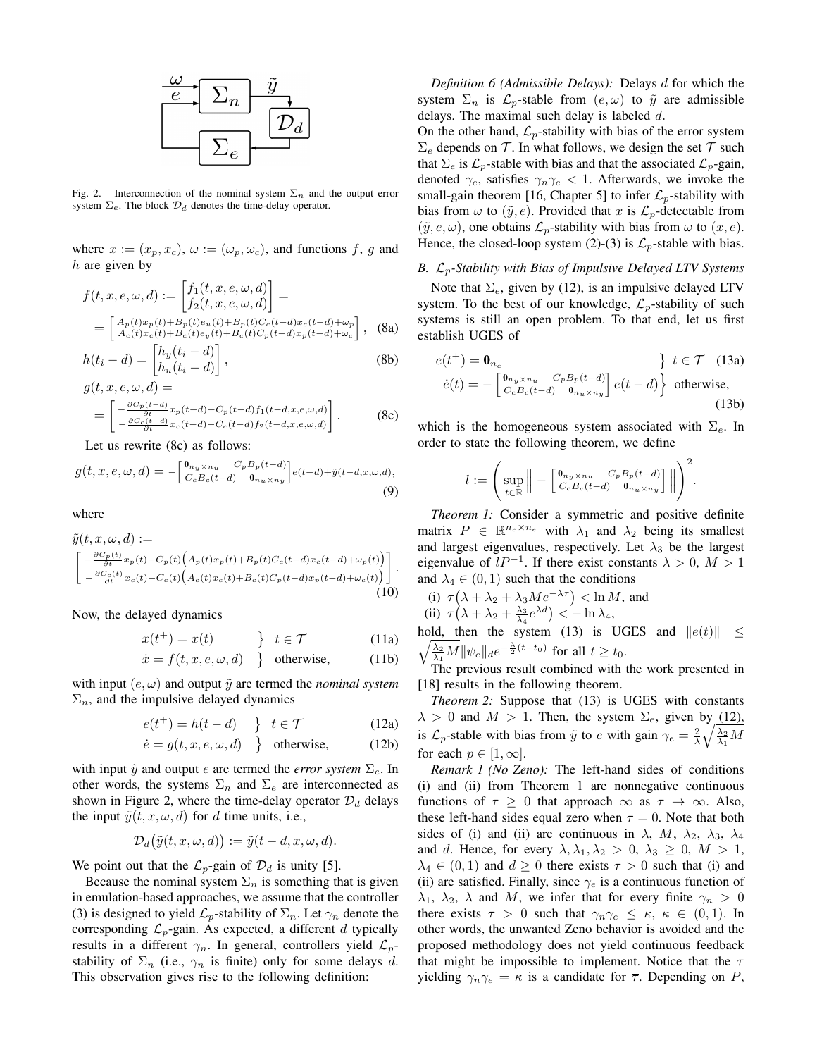Fig. 2. Interconnection of the nominal system $\Sigma_n$ and the output error system $\Sigma_e$. The block $\mathcal{D}_d$ denotes the time-delay operator.

where $x := (x_p, x_c)$, $\omega := (\omega_p, \omega_c)$, and functions $f$, $g$ and $h$ are given by

$$f(t,x,e,\omega,d) := \begin{bmatrix} f_1(t,x,e,\omega,d) \\ f_2(t,x,e,\omega,d) \end{bmatrix} = \\ = \begin{bmatrix} A_p(t)x_p(t)+B_p(t)e_u(t)+B_p(t)C_c(t-d)x_c(t-d)+\omega_p \\ A_c(t)x_c(t)+B_c(t)e_y(t)+B_c(t)C_p(t-d)x_p(t-d)+\omega_c \end{bmatrix}, \quad (8a)$$

$$h(t_i - d) = \begin{bmatrix} h_y(t_i-d) \\ h_u(t_i-d) \end{bmatrix}, \quad (8b)$$

$$g(t,x,e,\omega,d) = \\ = \begin{bmatrix} -\frac{\partial C_p(t-d)}{\partial t} x_p(t-d) - C_p(t-d) f_1(t-d,x,e,\omega,d) \\ -\frac{\partial C_c(t-d)}{\partial t} x_c(t-d) - C_c(t-d) f_2(t-d,x,e,\omega,d) \end{bmatrix}. \quad (8c)$$

Let us rewrite (8c) as follows:

$$g(t,x,e,\omega,d) = -\begin{bmatrix} \mathbf{0}_{n_y \times n_u} & C_p B_p(t-d) \\ C_c B_c(t-d) & \mathbf{0}_{n_u \times n_y} \end{bmatrix} e(t-d) + \tilde{y}(t-d,x,\omega,d), \quad (9)$$

where

$$\tilde{y}(t,x,\omega,d) := \\ \begin{bmatrix} -\frac{\partial C_p(t)}{\partial t} x_p(t) - C_p(t)\Big(A_p(t)x_p(t)+B_p(t)C_c(t-d)x_c(t-d)+\omega_p(t)\Big) \\ -\frac{\partial C_c(t)}{\partial t} x_c(t) - C_c(t)\Big(A_c(t)x_c(t)+B_c(t)C_p(t-d)x_p(t-d)+\omega_c(t)\Big) \end{bmatrix}. \quad (10)$$

Now, the delayed dynamics

$$\left.\begin{aligned} x(t^+) &= x(t) \end{aligned}\right\} \ t \in \mathcal{T} \quad (11a)$$

$$\left.\begin{aligned} \dot{x} &= f(t,x,e,\omega,d) \end{aligned}\right\} \ \text{otherwise}, \quad (11b)$$

with input $(e,\omega)$ and output $\tilde{y}$ are termed the *nominal system* $\Sigma_n$, and the impulsive delayed dynamics

$$\left.\begin{aligned} e(t^+) &= h(t-d) \end{aligned}\right\} \ t \in \mathcal{T} \quad (12a)$$

$$\left.\begin{aligned} \dot{e} &= g(t,x,e,\omega,d) \end{aligned}\right\} \ \text{otherwise}, \quad (12b)$$

with input $\tilde{y}$ and output $e$ are termed the *error system* $\Sigma_e$. In other words, the systems $\Sigma_n$ and $\Sigma_e$ are interconnected as shown in Figure 2, where the time-delay operator $\mathcal{D}_d$ delays the input $\tilde{y}(t,x,\omega,d)$ for $d$ time units, i.e.,

$$\mathcal{D}_d\big(\tilde{y}(t,x,\omega,d)\big) := \tilde{y}(t-d,x,\omega,d).$$

We point out that the $\mathcal{L}_p$-gain of $\mathcal{D}_d$ is unity [5].

Because the nominal system $\Sigma_n$ is something that is given in emulation-based approaches, we assume that the controller (3) is designed to yield $\mathcal{L}_p$-stability of $\Sigma_n$. Let $\gamma_n$ denote the corresponding $\mathcal{L}_p$-gain. As expected, a different $d$ typically results in a different $\gamma_n$. In general, controllers yield $\mathcal{L}_p$-stability of $\Sigma_n$ (i.e., $\gamma_n$ is finite) only for some delays $d$. This observation gives rise to the following definition:

*Definition 6 (Admissible Delays):* Delays $d$ for which the system $\Sigma_n$ is $\mathcal{L}_p$-stable from $(e,\omega)$ to $\tilde{y}$ are admissible delays. The maximal such delay is labeled $\overline{d}$.

On the other hand, $\mathcal{L}_p$-stability with bias of the error system $\Sigma_e$ depends on $\mathcal{T}$. In what follows, we design the set $\mathcal{T}$ such that $\Sigma_e$ is $\mathcal{L}_p$-stable with bias and that the associated $\mathcal{L}_p$-gain, denoted $\gamma_e$, satisfies $\gamma_n \gamma_e < 1$. Afterwards, we invoke the small-gain theorem [16, Chapter 5] to infer $\mathcal{L}_p$-stability with bias from $\omega$ to $(\tilde{y}, e)$. Provided that $x$ is $\mathcal{L}_p$-detectable from $(\tilde{y}, e, \omega)$, one obtains $\mathcal{L}_p$-stability with bias from $\omega$ to $(x, e)$. Hence, the closed-loop system (2)-(3) is $\mathcal{L}_p$-stable with bias.

### B. $\mathcal{L}_p$-Stability with Bias of Impulsive Delayed LTV Systems

Note that $\Sigma_e$, given by (12), is an impulsive delayed LTV system. To the best of our knowledge, $\mathcal{L}_p$-stability of such systems is still an open problem. To that end, let us first establish UGES of

$$\left.\begin{aligned} e(t^+) &= \mathbf{0}_{n_e} \end{aligned}\right\} \ t \in \mathcal{T} \quad (13a)$$

$$\left.\begin{aligned} \dot{e}(t) &= -\begin{bmatrix} \mathbf{0}_{n_y \times n_u} & C_p B_p(t-d) \\ C_c B_c(t-d) & \mathbf{0}_{n_u \times n_y} \end{bmatrix} e(t-d) \end{aligned}\right\} \ \text{otherwise}, \quad (13b)$$

which is the homogeneous system associated with $\Sigma_e$. In order to state the following theorem, we define

$$l := \left( \sup_{t \in \mathbb{R}} \left\| -\begin{bmatrix} \mathbf{0}_{n_y \times n_u} & C_p B_p(t-d) \\ C_c B_c(t-d) & \mathbf{0}_{n_u \times n_y} \end{bmatrix} \right\| \right)^2.$$

*Theorem 1:* Consider a symmetric and positive definite matrix $P \in \mathbb{R}^{n_e \times n_e}$ with $\lambda_1$ and $\lambda_2$ being its smallest and largest eigenvalues, respectively. Let $\lambda_3$ be the largest eigenvalue of $lP^{-1}$. If there exist constants $\lambda > 0$, $M > 1$ and $\lambda_4 \in (0,1)$ such that the conditions

(i) $\tau\big(\lambda + \lambda_2 + \lambda_3 M e^{-\lambda\tau}\big) < \ln M$, and

(ii) $\tau\big(\lambda + \lambda_2 + \frac{\lambda_3}{\lambda_4} e^{\lambda d}\big) < -\ln \lambda_4$,

hold, then the system (13) is UGES and $\|e(t)\| \leq \sqrt{\frac{\lambda_2}{\lambda_1} M} \|\psi_e\|_d e^{-\frac{\lambda}{2}(t-t_0)}$ for all $t \geq t_0$.

The previous result combined with the work presented in [18] results in the following theorem.

*Theorem 2:* Suppose that (13) is UGES with constants $\lambda > 0$ and $M > 1$. Then, the system $\Sigma_e$, given by (12), is $\mathcal{L}_p$-stable with bias from $\tilde{y}$ to $e$ with gain $\gamma_e = \frac{2}{\lambda}\sqrt{\frac{\lambda_2}{\lambda_1} M}$ for each $p \in [1, \infty]$.

*Remark 1 (No Zeno):* The left-hand sides of conditions (i) and (ii) from Theorem 1 are nonnegative continuous functions of $\tau \geq 0$ that approach $\infty$ as $\tau \to \infty$. Also, these left-hand sides equal zero when $\tau = 0$. Note that both sides of (i) and (ii) are continuous in $\lambda$, $M$, $\lambda_2$, $\lambda_3$, $\lambda_4$ and $d$. Hence, for every $\lambda, \lambda_1, \lambda_2 > 0$, $\lambda_3 \geq 0$, $M > 1$, $\lambda_4 \in (0,1)$ and $d \geq 0$ there exists $\tau > 0$ such that (i) and (ii) are satisfied. Finally, since $\gamma_e$ is a continuous function of $\lambda_1$, $\lambda_2$, $\lambda$ and $M$, we infer that for every finite $\gamma_n > 0$ there exists $\tau > 0$ such that $\gamma_n \gamma_e \leq \kappa$, $\kappa \in (0,1)$. In other words, the unwanted Zeno behavior is avoided and the proposed methodology does not yield continuous feedback that might be impossible to implement. Notice that the $\tau$ yielding $\gamma_n \gamma_e = \kappa$ is a candidate for $\overline{\tau}$. Depending on $P$,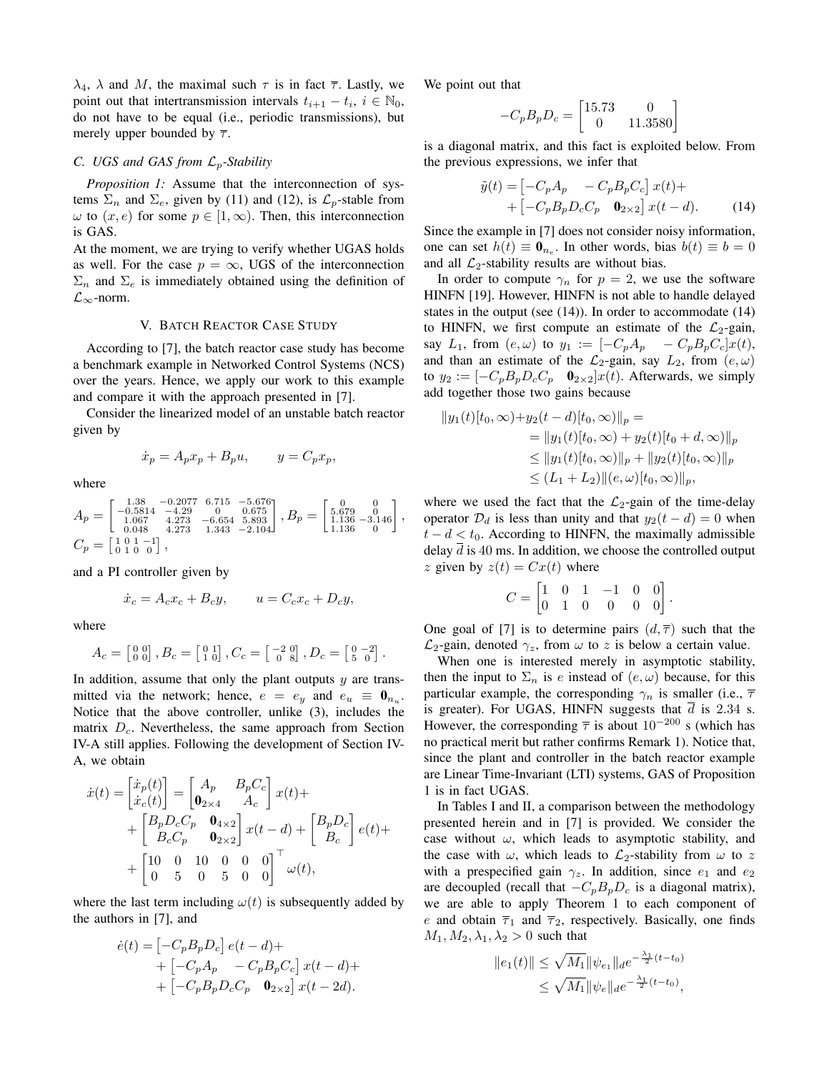$\lambda_4$, $\lambda$ and $M$, the maximal such $\tau$ is in fact $\overline{\tau}$. Lastly, we point out that intertransmission intervals $t_{i+1} - t_i$, $i \in \mathbb{N}_0$, do not have to be equal (i.e., periodic transmissions), but merely upper bounded by $\overline{\tau}$.

### C. UGS and GAS from $\mathcal{L}_p$-Stability

*Proposition 1:* Assume that the interconnection of systems $\Sigma_n$ and $\Sigma_e$, given by (11) and (12), is $\mathcal{L}_p$-stable from $\omega$ to $(x, e)$ for some $p \in [1, \infty)$. Then, this interconnection is GAS.

At the moment, we are trying to verify whether UGAS holds as well. For the case $p = \infty$, UGS of the interconnection $\Sigma_n$ and $\Sigma_e$ is immediately obtained using the definition of $\mathcal{L}_\infty$-norm.

## V. Batch Reactor Case Study

According to [7], the batch reactor case study has become a benchmark example in Networked Control Systems (NCS) over the years. Hence, we apply our work to this example and compare it with the approach presented in [7].

Consider the linearized model of an unstable batch reactor given by

$$\dot{x}_p = A_p x_p + B_p u, \qquad y = C_p x_p,$$

where

$$A_p = \begin{bmatrix} 1.38 & -0.2077 & 6.715 & -5.676 \\ -0.5814 & -4.29 & 0 & 0.675 \\ 1.067 & 4.273 & -6.654 & 5.893 \\ 0.048 & 4.273 & 1.343 & -2.104 \end{bmatrix}, B_p = \begin{bmatrix} 0 & 0 \\ 5.679 & 0 \\ 1.136 & -3.146 \\ 1.136 & 0 \end{bmatrix},$$
$$C_p = \begin{bmatrix} 1 & 0 & 1 & -1 \\ 0 & 1 & 0 & 0 \end{bmatrix},$$

and a PI controller given by

$$\dot{x}_c = A_c x_c + B_c y, \qquad u = C_c x_c + D_c y,$$

where

$$A_c = \begin{bmatrix} 0 & 0 \\ 0 & 0 \end{bmatrix}, B_c = \begin{bmatrix} 0 & 1 \\ 1 & 0 \end{bmatrix}, C_c = \begin{bmatrix} -2 & 0 \\ 0 & 8 \end{bmatrix}, D_c = \begin{bmatrix} 0 & -2 \\ 5 & 0 \end{bmatrix}.$$

In addition, assume that only the plant outputs $y$ are transmitted via the network; hence, $e = e_y$ and $e_u \equiv \mathbf{0}_{n_u}$. Notice that the above controller, unlike (3), includes the matrix $D_c$. Nevertheless, the same approach from Section IV-A still applies. Following the development of Section IV-A, we obtain

$$\begin{aligned}\dot{x}(t) = \begin{bmatrix} \dot{x}_p(t) \\ \dot{x}_c(t) \end{bmatrix} &= \begin{bmatrix} A_p & B_p C_c \\ \mathbf{0}_{2\times 4} & A_c \end{bmatrix} x(t) + \\ &+ \begin{bmatrix} B_p D_c C_p & \mathbf{0}_{4\times 2} \\ B_c C_p & \mathbf{0}_{2\times 2} \end{bmatrix} x(t-d) + \begin{bmatrix} B_p D_c \\ B_c \end{bmatrix} e(t) + \\ &+ \begin{bmatrix} 10 & 0 & 10 & 0 & 0 & 0 \\ 0 & 5 & 0 & 5 & 0 & 0 \end{bmatrix}^\top \omega(t),\end{aligned}$$

where the last term including $\omega(t)$ is subsequently added by the authors in [7], and

$$\begin{aligned}\dot{e}(t) &= \begin{bmatrix} -C_p B_p D_c \end{bmatrix} e(t-d) + \\ &+ \begin{bmatrix} -C_p A_p & -C_p B_p C_c \end{bmatrix} x(t-d) + \\ &+ \begin{bmatrix} -C_p B_p D_c C_p & \mathbf{0}_{2\times 2} \end{bmatrix} x(t-2d).\end{aligned}$$

We point out that

$$-C_p B_p D_c = \begin{bmatrix} 15.73 & 0 \\ 0 & 11.3580 \end{bmatrix}$$

is a diagonal matrix, and this fact is exploited below. From the previous expressions, we infer that

$$\begin{aligned}\tilde{y}(t) &= \begin{bmatrix} -C_p A_p & -C_p B_p C_c \end{bmatrix} x(t) + \\ &+ \begin{bmatrix} -C_p B_p D_c C_p & \mathbf{0}_{2\times 2} \end{bmatrix} x(t-d).\end{aligned} \tag{14}$$

Since the example in [7] does not consider noisy information, one can set $h(t) \equiv \mathbf{0}_{n_e}$. In other words, bias $b(t) \equiv b = 0$ and all $\mathcal{L}_2$-stability results are without bias.

In order to compute $\gamma_n$ for $p = 2$, we use the software HINFN [19]. However, HINFN is not able to handle delayed states in the output (see (14)). In order to accommodate (14) to HINFN, we first compute an estimate of the $\mathcal{L}_2$-gain, say $L_1$, from $(e, \omega)$ to $y_1 := [-C_p A_p \quad -C_p B_p C_c] x(t)$, and than an estimate of the $\mathcal{L}_2$-gain, say $L_2$, from $(e, \omega)$ to $y_2 := [-C_p B_p D_c C_p \quad \mathbf{0}_{2\times 2}] x(t)$. Afterwards, we simply add together those two gains because

$$\begin{aligned}\|y_1(t)[t_0, \infty) + & y_2(t-d)[t_0, \infty)\|_p = \\ &= \|y_1(t)[t_0, \infty) + y_2(t)[t_0 + d, \infty)\|_p \\ &\le \|y_1(t)[t_0, \infty)\|_p + \|y_2(t)[t_0, \infty)\|_p \\ &\le (L_1 + L_2)\|(e, \omega)[t_0, \infty)\|_p,\end{aligned}$$

where we used the fact that the $\mathcal{L}_2$-gain of the time-delay operator $\mathcal{D}_d$ is less than unity and that $y_2(t-d) = 0$ when $t - d < t_0$. According to HINFN, the maximally admissible delay $\overline{d}$ is 40 ms. In addition, we choose the controlled output $z$ given by $z(t) = Cx(t)$ where

$$C = \begin{bmatrix} 1 & 0 & 1 & -1 & 0 & 0 \\ 0 & 1 & 0 & 0 & 0 & 0 \end{bmatrix}.$$

One goal of [7] is to determine pairs $(d, \overline{\tau})$ such that the $\mathcal{L}_2$-gain, denoted $\gamma_z$, from $\omega$ to $z$ is below a certain value.

When one is interested merely in asymptotic stability, then the input to $\Sigma_n$ is $e$ instead of $(e, \omega)$ because, for this particular example, the corresponding $\gamma_n$ is smaller (i.e., $\overline{\tau}$ is greater). For UGAS, HINFN suggests that $\overline{d}$ is 2.34 s. However, the corresponding $\overline{\tau}$ is about $10^{-200}$ s (which has no practical merit but rather confirms Remark 1). Notice that, since the plant and controller in the batch reactor example are Linear Time-Invariant (LTI) systems, GAS of Proposition 1 is in fact UGAS.

In Tables I and II, a comparison between the methodology presented herein and in [7] is provided. We consider the case without $\omega$, which leads to asymptotic stability, and the case with $\omega$, which leads to $\mathcal{L}_2$-stability from $\omega$ to $z$ with a prespecified gain $\gamma_z$. In addition, since $e_1$ and $e_2$ are decoupled (recall that $-C_p B_p D_c$ is a diagonal matrix), we are able to apply Theorem 1 to each component of $e$ and obtain $\overline{\tau}_1$ and $\overline{\tau}_2$, respectively. Basically, one finds $M_1, M_2, \lambda_1, \lambda_2 > 0$ such that

$$\begin{aligned}\|e_1(t)\| &\le \sqrt{M_1}\|\psi_{e_1}\|_d e^{-\frac{\lambda_1}{2}(t-t_0)} \\ &\le \sqrt{M_1}\|\psi_e\|_d e^{-\frac{\lambda_1}{2}(t-t_0)},\end{aligned}$$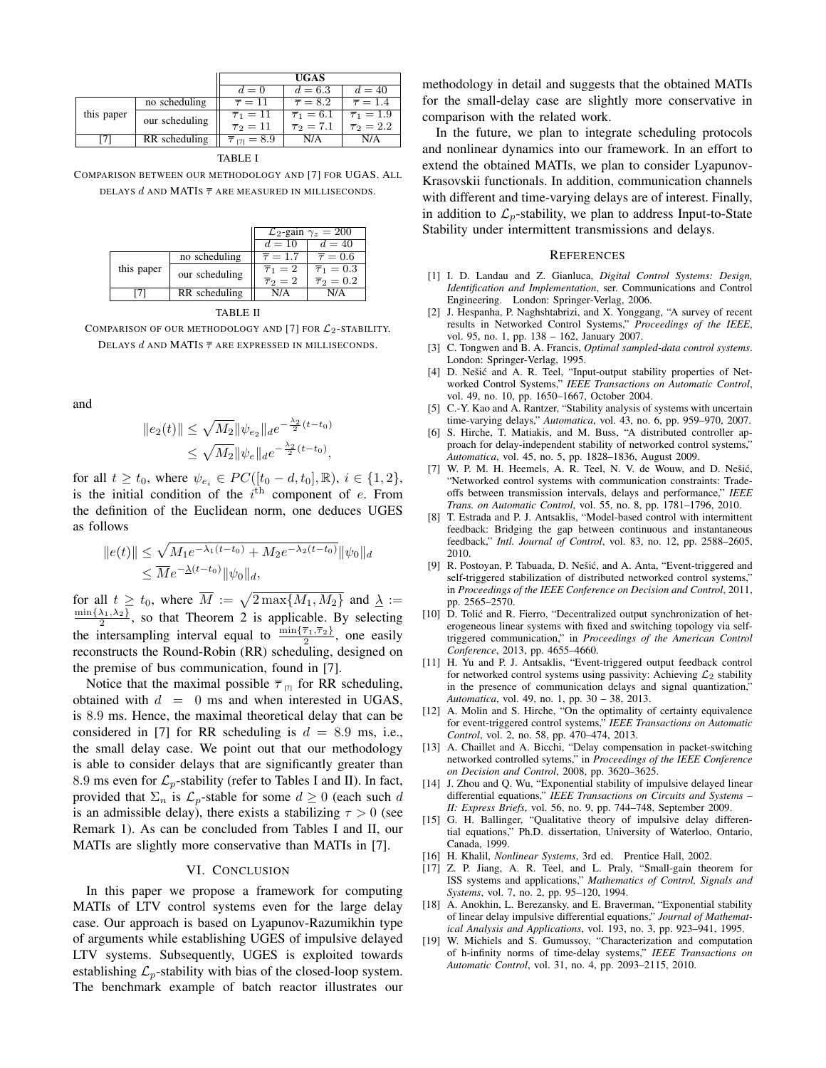| | | UGAS | | |
|---|---|---|---|---|
| | | $d = 0$ | $d = 6.3$ | $d = 40$ |
| this paper | no scheduling | $\overline{\tau} = 11$ | $\overline{\tau} = 8.2$ | $\overline{\tau} = 1.4$ |
| | our scheduling | $\overline{\tau}_1 = 11$<br>$\overline{\tau}_2 = 11$ | $\overline{\tau}_1 = 6.1$<br>$\overline{\tau}_2 = 7.1$ | $\overline{\tau}_1 = 1.9$<br>$\overline{\tau}_2 = 2.2$ |
| [7] | RR scheduling | $\overline{\tau}_{[7]} = 8.9$ | N/A | N/A |

TABLE I

COMPARISON BETWEEN OUR METHODOLOGY AND [7] FOR UGAS. ALL DELAYS $d$ AND MATIS $\overline{\tau}$ ARE MEASURED IN MILLISECONDS.

| | | $\mathcal{L}_2$-gain $\gamma_z = 200$ | |
|---|---|---|---|
| | | $d = 10$ | $d = 40$ |
| this paper | no scheduling | $\overline{\tau} = 1.7$ | $\overline{\tau} = 0.6$ |
| | our scheduling | $\overline{\tau}_1 = 2$<br>$\overline{\tau}_2 = 2$ | $\overline{\tau}_1 = 0.3$<br>$\overline{\tau}_2 = 0.2$ |
| [7] | RR scheduling | N/A | N/A |

TABLE II

COMPARISON OF OUR METHODOLOGY AND [7] FOR $\mathcal{L}_2$-STABILITY. DELAYS $d$ AND MATIS $\overline{\tau}$ ARE EXPRESSED IN MILLISECONDS.

and

$$\begin{aligned}\|e_2(t)\| &\leq \sqrt{M_2}\|\psi_{e_2}\|_d e^{-\frac{\lambda_2}{2}(t-t_0)} \\ &\leq \sqrt{M_2}\|\psi_e\|_d e^{-\frac{\lambda_2}{2}(t-t_0)},\end{aligned}$$

for all $t \geq t_0$, where $\psi_{e_i} \in PC([t_0 - d, t_0], \mathbb{R})$, $i \in \{1, 2\}$, is the initial condition of the $i^{\text{th}}$ component of $e$. From the definition of the Euclidean norm, one deduces UGES as follows

$$\begin{aligned}\|e(t)\| &\leq \sqrt{M_1 e^{-\lambda_1(t-t_0)} + M_2 e^{-\lambda_2(t-t_0)}}\|\psi_0\|_d \\ &\leq \overline{M} e^{-\underline{\lambda}(t-t_0)}\|\psi_0\|_d,\end{aligned}$$

for all $t \geq t_0$, where $\overline{M} := \sqrt{2\max\{M_1, M_2\}}$ and $\underline{\lambda} := \frac{\min\{\lambda_1, \lambda_2\}}{2}$, so that Theorem 2 is applicable. By selecting the intersampling interval equal to $\frac{\min\{\overline{\tau}_1, \overline{\tau}_2\}}{2}$, one easily reconstructs the Round-Robin (RR) scheduling, designed on the premise of bus communication, found in [7].

Notice that the maximal possible $\overline{\tau}_{[7]}$ for RR scheduling, obtained with $d = 0$ ms and when interested in UGAS, is 8.9 ms. Hence, the maximal theoretical delay that can be considered in [7] for RR scheduling is $d = 8.9$ ms, i.e., the small delay case. We point out that our methodology is able to consider delays that are significantly greater than 8.9 ms even for $\mathcal{L}_p$-stability (refer to Tables I and II). In fact, provided that $\Sigma_n$ is $\mathcal{L}_p$-stable for some $d \geq 0$ (each such $d$ is an admissible delay), there exists a stabilizing $\tau > 0$ (see Remark 1). As can be concluded from Tables I and II, our MATIs are slightly more conservative than MATIs in [7].

## VI. CONCLUSION

In this paper we propose a framework for computing MATIs of LTV control systems even for the large delay case. Our approach is based on Lyapunov-Razumikhin type of arguments while establishing UGES of impulsive delayed LTV systems. Subsequently, UGES is exploited towards establishing $\mathcal{L}_p$-stability with bias of the closed-loop system. The benchmark example of batch reactor illustrates our methodology in detail and suggests that the obtained MATIs for the small-delay case are slightly more conservative in comparison with the related work.

In the future, we plan to integrate scheduling protocols and nonlinear dynamics into our framework. In an effort to extend the obtained MATIs, we plan to consider Lyapunov-Krasovskii functionals. In addition, communication channels with different and time-varying delays are of interest. Finally, in addition to $\mathcal{L}_p$-stability, we plan to address Input-to-State Stability under intermittent transmissions and delays.

## REFERENCES

[1] I. D. Landau and Z. Gianluca, *Digital Control Systems: Design, Identification and Implementation*, ser. Communications and Control Engineering. London: Springer-Verlag, 2006.

[2] J. Hespanha, P. Naghshtabrizi, and X. Yonggang, "A survey of recent results in Networked Control Systems," *Proceedings of the IEEE*, vol. 95, no. 1, pp. 138 – 162, January 2007.

[3] C. Tongwen and B. A. Francis, *Optimal sampled-data control systems*. London: Springer-Verlag, 1995.

[4] D. Nešić and A. R. Teel, "Input-output stability properties of Networked Control Systems," *IEEE Transactions on Automatic Control*, vol. 49, no. 10, pp. 1650–1667, October 2004.

[5] C.-Y. Kao and A. Rantzer, "Stability analysis of systems with uncertain time-varying delays," *Automatica*, vol. 43, no. 6, pp. 959–970, 2007.

[6] S. Hirche, T. Matiakis, and M. Buss, "A distributed controller approach for delay-independent stability of networked control systems," *Automatica*, vol. 45, no. 5, pp. 1828–1836, August 2009.

[7] W. P. M. H. Heemels, A. R. Teel, N. V. de Wouw, and D. Nešić, "Networked control systems with communication constraints: Trade-offs between transmission intervals, delays and performance," *IEEE Trans. on Automatic Control*, vol. 55, no. 8, pp. 1781–1796, 2010.

[8] T. Estrada and P. J. Antsaklis, "Model-based control with intermittent feedback: Bridging the gap between continuous and instantaneous feedback," *Intl. Journal of Control*, vol. 83, no. 12, pp. 2588–2605, 2010.

[9] R. Postoyan, P. Tabuada, D. Nešić, and A. Anta, "Event-triggered and self-triggered stabilization of distributed networked control systems," in *Proceedings of the IEEE Conference on Decision and Control*, 2011, pp. 2565–2570.

[10] D. Tolić and R. Fierro, "Decentralized output synchronization of heterogeneous linear systems with fixed and switching topology via self-triggered communication," in *Proceedings of the American Control Conference*, 2013, pp. 4655–4660.

[11] H. Yu and P. J. Antsaklis, "Event-triggered output feedback control for networked control systems using passivity: Achieving $\mathcal{L}_2$ stability in the presence of communication delays and signal quantization," *Automatica*, vol. 49, no. 1, pp. 30 – 38, 2013.

[12] A. Molin and S. Hirche, "On the optimality of certainty equivalence for event-triggered control systems," *IEEE Transactions on Automatic Control*, vol. 2, no. 58, pp. 470–474, 2013.

[13] A. Chaillet and A. Bicchi, "Delay compensation in packet-switching networked controlled sytems," in *Proceedings of the IEEE Conference on Decision and Control*, 2008, pp. 3620–3625.

[14] J. Zhou and Q. Wu, "Exponential stability of impulsive delayed linear differential equations," *IEEE Transactions on Circuits and Systems – II: Express Briefs*, vol. 56, no. 9, pp. 744–748, September 2009.

[15] G. H. Ballinger, "Qualitative theory of impulsive delay differential equations," Ph.D. dissertation, University of Waterloo, Ontario, Canada, 1999.

[16] H. Khalil, *Nonlinear Systems*, 3rd ed. Prentice Hall, 2002.

[17] Z. P. Jiang, A. R. Teel, and L. Praly, "Small-gain theorem for ISS systems and applications," *Mathematics of Control, Signals and Systems*, vol. 7, no. 2, pp. 95–120, 1994.

[18] A. Anokhin, L. Berezansky, and E. Braverman, "Exponential stability of linear delay impulsive differential equations," *Journal of Mathematical Analysis and Applications*, vol. 193, no. 3, pp. 923–941, 1995.

[19] W. Michiels and S. Gumussoy, "Characterization and computation of h-infinity norms of time-delay systems," *IEEE Transactions on Automatic Control*, vol. 31, no. 4, pp. 2093–2115, 2010.